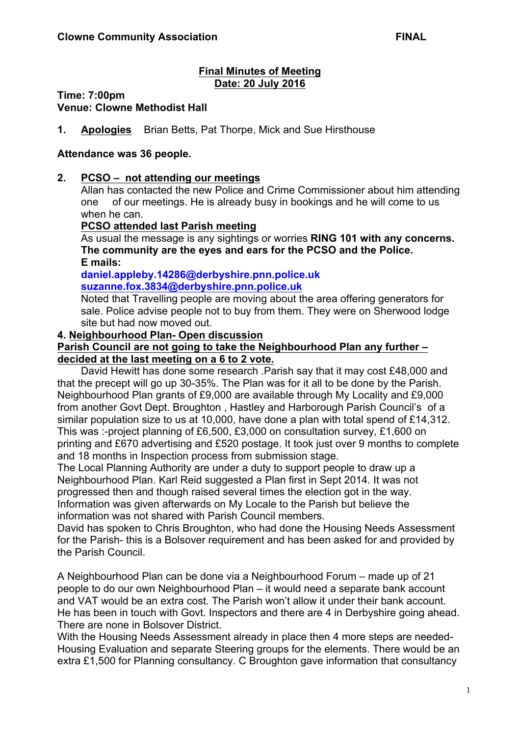**Clowne Community Association** **FINAL**

**Final Minutes of Meeting**
**Date: 20 July 2016**

**Time: 7:00pm**
**Venue: Clowne Methodist Hall**

**1. Apologies** Brian Betts, Pat Thorpe, Mick and Sue Hirsthouse

**Attendance was 36 people.**

**2. PCSO – not attending our meetings**

Allan has contacted the new Police and Crime Commissioner about him attending one of our meetings. He is already busy in bookings and he will come to us when he can.

**PCSO attended last Parish meeting**

As usual the message is any sightings or worries **RING 101 with any concerns. The community are the eyes and ears for the PCSO and the Police.**
**E mails:**
**daniel.appleby.14286@derbyshire.pnn.police.uk**
**suzanne.fox.3834@derbyshire.pnn.police.uk**

Noted that Travelling people are moving about the area offering generators for sale. Police advise people not to buy from them. They were on Sherwood lodge site but had now moved out.

**4. Neighbourhood Plan- Open discussion**

**Parish Council are not going to take the Neighbourhood Plan any further – decided at the last meeting on a 6 to 2 vote.**

David Hewitt has done some research .Parish say that it may cost £48,000 and that the precept will go up 30-35%. The Plan was for it all to be done by the Parish. Neighbourhood Plan grants of £9,000 are available through My Locality and £9,000 from another Govt Dept. Broughton , Hastley and Harborough Parish Council's of a similar population size to us at 10,000, have done a plan with total spend of £14,312. This was :-project planning of £6,500, £3,000 on consultation survey, £1,600 on printing and £670 advertising and £520 postage. It took just over 9 months to complete and 18 months in Inspection process from submission stage.

The Local Planning Authority are under a duty to support people to draw up a Neighbourhood Plan. Karl Reid suggested a Plan first in Sept 2014. It was not progressed then and though raised several times the election got in the way. Information was given afterwards on My Locale to the Parish but believe the information was not shared with Parish Council members.

David has spoken to Chris Broughton, who had done the Housing Needs Assessment for the Parish- this is a Bolsover requirement and has been asked for and provided by the Parish Council.

A Neighbourhood Plan can be done via a Neighbourhood Forum – made up of 21 people to do our own Neighbourhood Plan – it would need a separate bank account and VAT would be an extra cost. The Parish won't allow it under their bank account. He has been in touch with Govt. Inspectors and there are 4 in Derbyshire going ahead. There are none in Bolsover District.

With the Housing Needs Assessment already in place then 4 more steps are needed- Housing Evaluation and separate Steering groups for the elements. There would be an extra £1,500 for Planning consultancy. C Broughton gave information that consultancy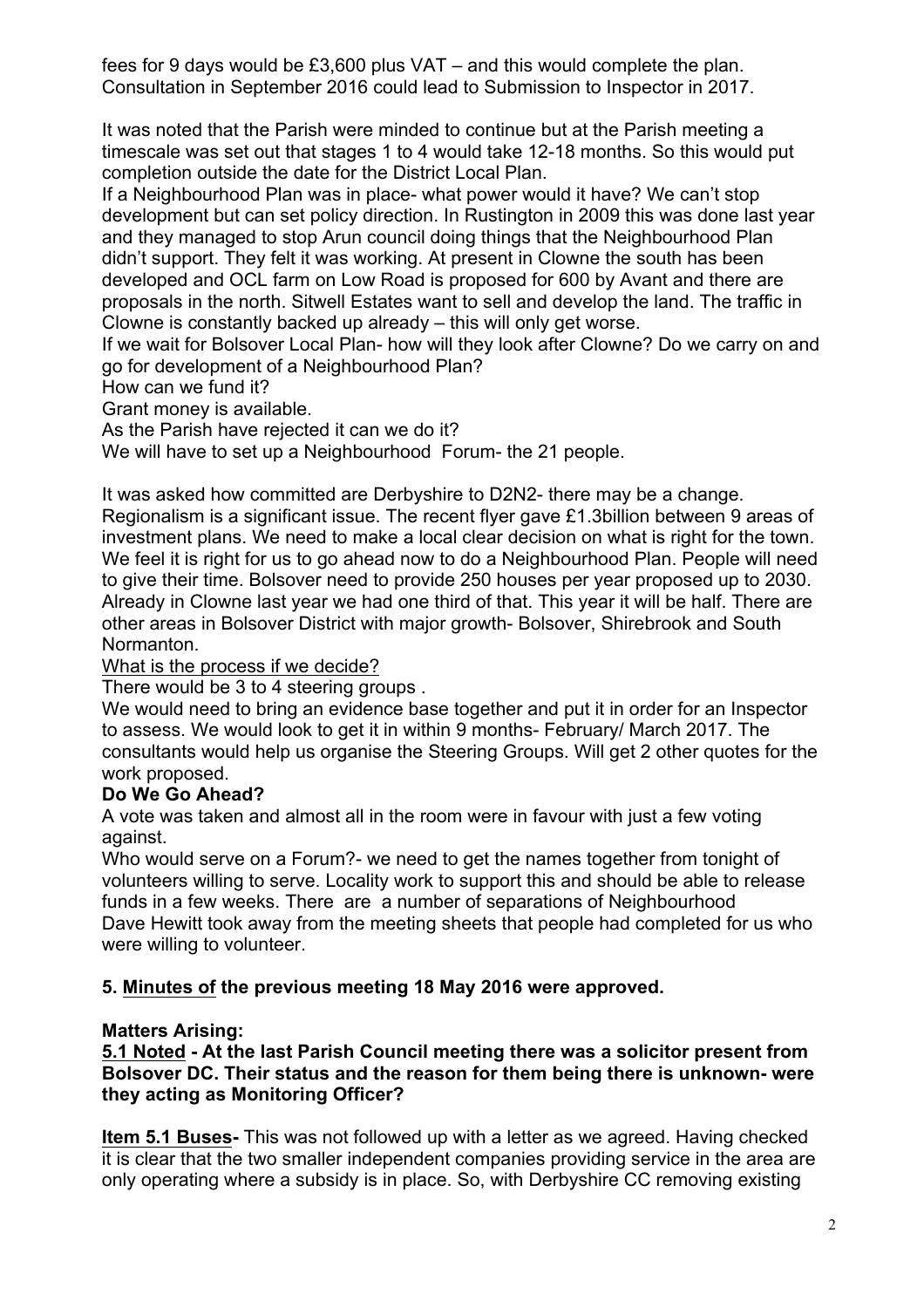fees for 9 days would be £3,600 plus VAT – and this would complete the plan. Consultation in September 2016 could lead to Submission to Inspector in 2017.

It was noted that the Parish were minded to continue but at the Parish meeting a timescale was set out that stages 1 to 4 would take 12-18 months. So this would put completion outside the date for the District Local Plan.

If a Neighbourhood Plan was in place- what power would it have? We can't stop development but can set policy direction. In Rustington in 2009 this was done last year and they managed to stop Arun council doing things that the Neighbourhood Plan didn't support. They felt it was working. At present in Clowne the south has been developed and OCL farm on Low Road is proposed for 600 by Avant and there are proposals in the north. Sitwell Estates want to sell and develop the land. The traffic in Clowne is constantly backed up already – this will only get worse.

If we wait for Bolsover Local Plan- how will they look after Clowne? Do we carry on and go for development of a Neighbourhood Plan?

How can we fund it?

Grant money is available.

As the Parish have rejected it can we do it?

We will have to set up a Neighbourhood Forum- the 21 people.

It was asked how committed are Derbyshire to D2N2- there may be a change. Regionalism is a significant issue. The recent flyer gave £1.3billion between 9 areas of investment plans. We need to make a local clear decision on what is right for the town. We feel it is right for us to go ahead now to do a Neighbourhood Plan. People will need to give their time. Bolsover need to provide 250 houses per year proposed up to 2030. Already in Clowne last year we had one third of that. This year it will be half. There are other areas in Bolsover District with major growth- Bolsover, Shirebrook and South Normanton.

<u>What is the process if we decide?</u>

There would be 3 to 4 steering groups .

We would need to bring an evidence base together and put it in order for an Inspector to assess. We would look to get it in within 9 months- February/ March 2017. The consultants would help us organise the Steering Groups. Will get 2 other quotes for the work proposed.

**Do We Go Ahead?**

A vote was taken and almost all in the room were in favour with just a few voting against.

Who would serve on a Forum?- we need to get the names together from tonight of volunteers willing to serve. Locality work to support this and should be able to release funds in a few weeks. There are a number of separations of Neighbourhood

Dave Hewitt took away from the meeting sheets that people had completed for us who were willing to volunteer.

**5. <u>Minutes of</u> the previous meeting 18 May 2016 were approved.**

**Matters Arising:**

**<u>5.1 Noted</u> - At the last Parish Council meeting there was a solicitor present from Bolsover DC. Their status and the reason for them being there is unknown- were they acting as Monitoring Officer?**

**<u>Item 5.1 Buses</u>-** This was not followed up with a letter as we agreed. Having checked it is clear that the two smaller independent companies providing service in the area are only operating where a subsidy is in place. So, with Derbyshire CC removing existing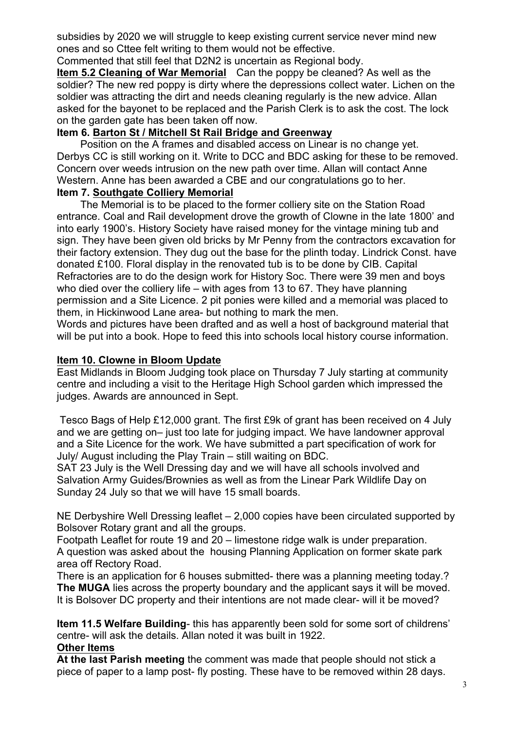subsidies by 2020 we will struggle to keep existing current service never mind new ones and so Cttee felt writing to them would not be effective.

Commented that still feel that D2N2 is uncertain as Regional body.

**Item 5.2 Cleaning of War Memorial** Can the poppy be cleaned? As well as the soldier? The new red poppy is dirty where the depressions collect water. Lichen on the soldier was attracting the dirt and needs cleaning regularly is the new advice. Allan asked for the bayonet to be replaced and the Parish Clerk is to ask the cost. The lock on the garden gate has been taken off now.

**Item 6. Barton St / Mitchell St Rail Bridge and Greenway**

Position on the A frames and disabled access on Linear is no change yet. Derbys CC is still working on it. Write to DCC and BDC asking for these to be removed. Concern over weeds intrusion on the new path over time. Allan will contact Anne Western. Anne has been awarded a CBE and our congratulations go to her.

**Item 7. Southgate Colliery Memorial**

The Memorial is to be placed to the former colliery site on the Station Road entrance. Coal and Rail development drove the growth of Clowne in the late 1800' and into early 1900's. History Society have raised money for the vintage mining tub and sign. They have been given old bricks by Mr Penny from the contractors excavation for their factory extension. They dug out the base for the plinth today. Lindrick Const. have donated £100. Floral display in the renovated tub is to be done by CIB. Capital Refractories are to do the design work for History Soc. There were 39 men and boys who died over the colliery life – with ages from 13 to 67. They have planning permission and a Site Licence. 2 pit ponies were killed and a memorial was placed to them, in Hickinwood Lane area- but nothing to mark the men.

Words and pictures have been drafted and as well a host of background material that will be put into a book. Hope to feed this into schools local history course information.

**Item 10. Clowne in Bloom Update**

East Midlands in Bloom Judging took place on Thursday 7 July starting at community centre and including a visit to the Heritage High School garden which impressed the judges. Awards are announced in Sept.

Tesco Bags of Help £12,000 grant. The first £9k of grant has been received on 4 July and we are getting on– just too late for judging impact. We have landowner approval and a Site Licence for the work. We have submitted a part specification of work for July/ August including the Play Train – still waiting on BDC.

SAT 23 July is the Well Dressing day and we will have all schools involved and Salvation Army Guides/Brownies as well as from the Linear Park Wildlife Day on Sunday 24 July so that we will have 15 small boards.

NE Derbyshire Well Dressing leaflet – 2,000 copies have been circulated supported by Bolsover Rotary grant and all the groups.

Footpath Leaflet for route 19 and 20 – limestone ridge walk is under preparation.

A question was asked about the housing Planning Application on former skate park area off Rectory Road.

There is an application for 6 houses submitted- there was a planning meeting today.? **The MUGA** lies across the property boundary and the applicant says it will be moved. It is Bolsover DC property and their intentions are not made clear- will it be moved?

**Item 11.5 Welfare Building**- this has apparently been sold for some sort of childrens' centre- will ask the details. Allan noted it was built in 1922.

**Other Items**

**At the last Parish meeting** the comment was made that people should not stick a piece of paper to a lamp post- fly posting. These have to be removed within 28 days.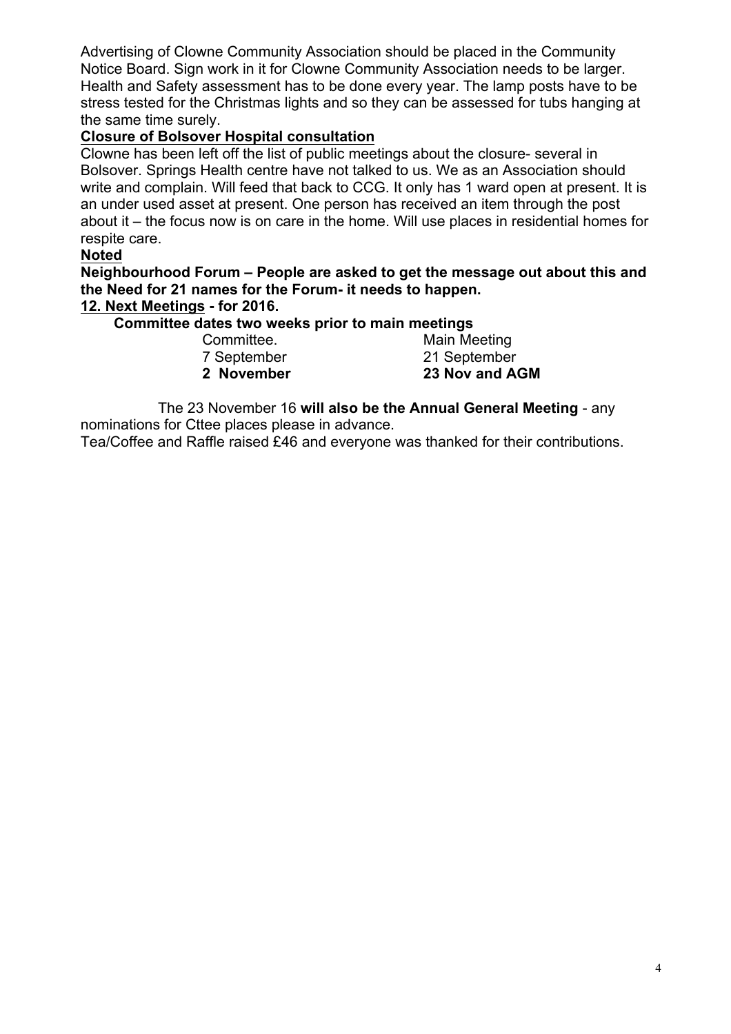Advertising of Clowne Community Association should be placed in the Community Notice Board. Sign work in it for Clowne Community Association needs to be larger. Health and Safety assessment has to be done every year. The lamp posts have to be stress tested for the Christmas lights and so they can be assessed for tubs hanging at the same time surely.

**Closure of Bolsover Hospital consultation**

Clowne has been left off the list of public meetings about the closure- several in Bolsover. Springs Health centre have not talked to us. We as an Association should write and complain. Will feed that back to CCG. It only has 1 ward open at present. It is an under used asset at present. One person has received an item through the post about it – the focus now is on care in the home. Will use places in residential homes for respite care.

**Noted**

**Neighbourhood Forum – People are asked to get the message out about this and the Need for 21 names for the Forum- it needs to happen.**

**12. Next Meetings - for 2016.**

**Committee dates two weeks prior to main meetings**

| Committee. | Main Meeting |
|---|---|
| 7 September | 21 September |
| **2 November** | **23 Nov and AGM** |

The 23 November 16 **will also be the Annual General Meeting** - any nominations for Cttee places please in advance.

Tea/Coffee and Raffle raised £46 and everyone was thanked for their contributions.